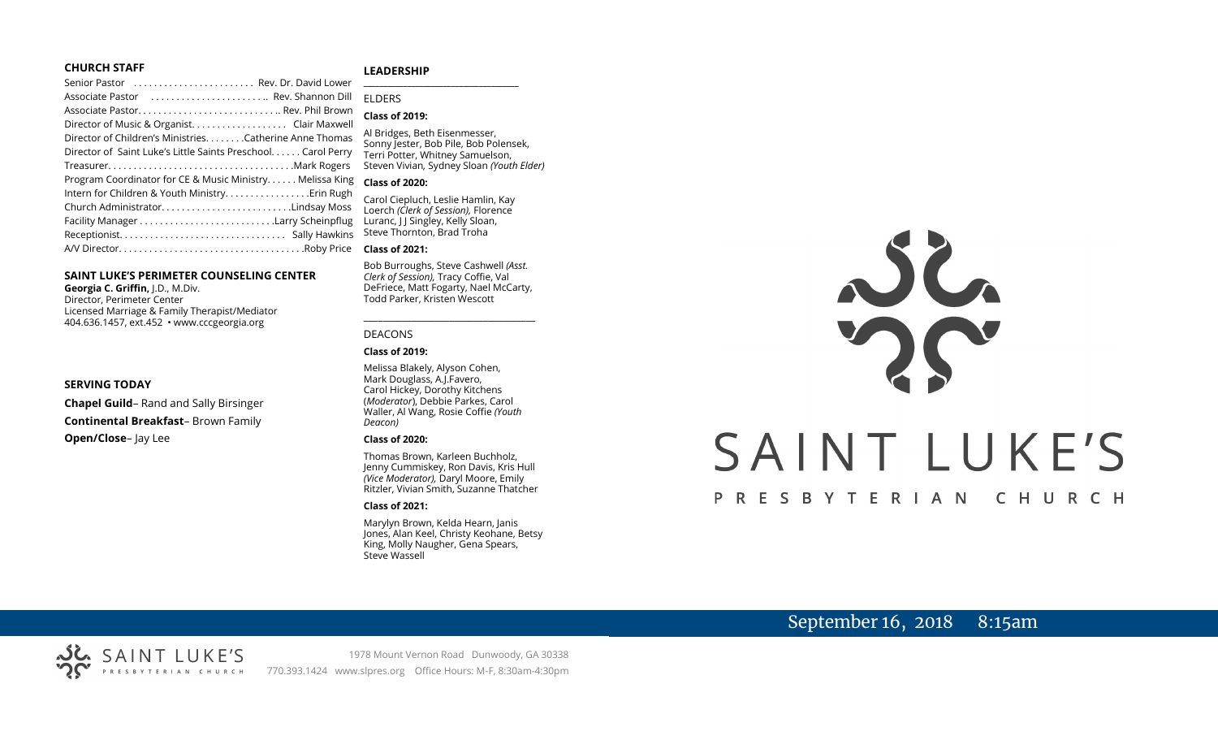## CHURCH STAFF

Senior Pastor . . . . . . . . . . . . . . . . . . . . . . . Rev. Dr. David Lower
Associate Pastor . . . . . . . . . . . . . . . . . . . . . . .. Rev. Shannon Dill
Associate Pastor. . . . . . . . . . . . . . . . . . . . . . . . . . .. Rev. Phil Brown
Director of Music & Organist. . . . . . . . . . . . . . . . . . . Clair Maxwell
Director of Children's Ministries. . . . . . . .Catherine Anne Thomas
Director of Saint Luke's Little Saints Preschool. . . . . . Carol Perry
Treasurer. . . . . . . . . . . . . . . . . . . . . . . . . . . . . . . . . . . .Mark Rogers
Program Coordinator for CE & Music Ministry. . . . . . Melissa King
Intern for Children & Youth Ministry. . . . . . . . . . . . . . . . .Erin Rugh
Church Administrator. . . . . . . . . . . . . . . . . . . . . . . . .Lindsay Moss
Facility Manager . . . . . . . . . . . . . . . . . . . . . . . . . .Larry Scheinpflug
Receptionist. . . . . . . . . . . . . . . . . . . . . . . . . . . . . . . . Sally Hawkins
A/V Director. . . . . . . . . . . . . . . . . . . . . . . . . . . . . . . . . . . .Roby Price

## SAINT LUKE'S PERIMETER COUNSELING CENTER

**Georgia C. Griffin,** J.D., M.Div.
Director, Perimeter Center
Licensed Marriage & Family Therapist/Mediator
404.636.1457, ext.452 • www.cccgeorgia.org

## SERVING TODAY

**Chapel Guild**– Rand and Sally Birsinger

**Continental Breakfast**– Brown Family

**Open/Close**– Jay Lee

## LEADERSHIP

ELDERS

**Class of 2019:**

Al Bridges, Beth Eisenmesser, Sonny Jester, Bob Pile, Bob Polensek, Terri Potter, Whitney Samuelson, Steven Vivian, Sydney Sloan *(Youth Elder)*

**Class of 2020:**

Carol Ciepluch, Leslie Hamlin, Kay Loerch *(Clerk of Session),* Florence Luranc, J J Singley, Kelly Sloan, Steve Thornton, Brad Troha

**Class of 2021:**

Bob Burroughs, Steve Cashwell *(Asst. Clerk of Session),* Tracy Coffie, Val DeFriece, Matt Fogarty, Nael McCarty, Todd Parker, Kristen Wescott

DEACONS

**Class of 2019:**

Melissa Blakely, Alyson Cohen, Mark Douglass, A.J.Favero, Carol Hickey, Dorothy Kitchens (*Moderator*), Debbie Parkes, Carol Waller, Al Wang, Rosie Coffie *(Youth Deacon)*

**Class of 2020:**

Thomas Brown, Karleen Buchholz, Jenny Cummiskey, Ron Davis, Kris Hull *(Vice Moderator),* Daryl Moore, Emily Ritzler, Vivian Smith, Suzanne Thatcher

**Class of 2021:**

Marylyn Brown, Kelda Hearn, Janis Jones, Alan Keel, Christy Keohane, Betsy King, Molly Naugher, Gena Spears, Steve Wassell

# SAINT LUKE'S
PRESBYTERIAN CHURCH

September 16, 2018 8:15am

1978 Mount Vernon Road Dunwoody, GA 30338
770.393.1424 www.slpres.org Office Hours: M-F, 8:30am-4:30pm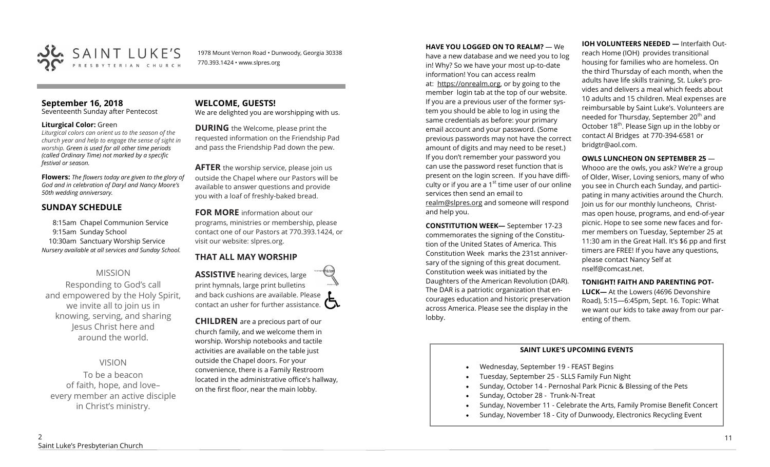SAINT LUKE'S PRESBYTERIAN CHURCH

1978 Mount Vernon Road • Dunwoody, Georgia 30338
770.393.1424 • www.slpres.org

## September 16, 2018

Seventeenth Sunday after Pentecost

**Liturgical Color:** Green

*Liturgical colors can orient us to the season of the church year and help to engage the sense of sight in worship. Green is used for all other time periods (called Ordinary Time) not marked by a specific festival or season.*

**Flowers:** *The flowers today are given to the glory of God and in celebration of Daryl and Nancy Moore's 50th wedding anniversary.*

## SUNDAY SCHEDULE

8:15am Chapel Communion Service
9:15am Sunday School
10:30am Sanctuary Worship Service
*Nursery available at all services and Sunday School.*

### MISSION

Responding to God's call and empowered by the Holy Spirit, we invite all to join us in knowing, serving, and sharing Jesus Christ here and around the world.

### VISION

To be a beacon of faith, hope, and love– every member an active disciple in Christ's ministry.

## WELCOME, GUESTS!

We are delighted you are worshipping with us.

**DURING** the Welcome, please print the requested information on the Friendship Pad and pass the Friendship Pad down the pew.

**AFTER** the worship service, please join us outside the Chapel where our Pastors will be available to answer questions and provide you with a loaf of freshly-baked bread.

**FOR MORE** information about our programs, ministries or membership, please contact one of our Pastors at 770.393.1424, or visit our website: slpres.org.

## THAT ALL MAY WORSHIP

**ASSISTIVE** hearing devices, large print hymnals, large print bulletins and back cushions are available. Please contact an usher for further assistance.

**CHILDREN** are a precious part of our church family, and we welcome them in worship. Worship notebooks and tactile activities are available on the table just outside the Chapel doors. For your convenience, there is a Family Restroom located in the administrative office's hallway, on the first floor, near the main lobby.

**HAVE YOU LOGGED ON TO REALM?** — We have a new database and we need you to log in! Why? So we have your most up-to-date information! You can access realm at: https://onrealm.org, or by going to the member login tab at the top of our website. If you are a previous user of the former system you should be able to log in using the same credentials as before: your primary email account and your password. (Some previous passwords may not have the correct amount of digits and may need to be reset.) If you don't remember your password you can use the password reset function that is present on the login screen. If you have difficulty or if you are a 1st time user of our online services then send an email to realm@slpres.org and someone will respond and help you.

**CONSTITUTION WEEK—** September 17-23 commemorates the signing of the Constitution of the United States of America. This Constitution Week marks the 231st anniversary of the signing of this great document. Constitution week was initiated by the Daughters of the American Revolution (DAR). The DAR is a patriotic organization that encourages education and historic preservation across America. Please see the display in the lobby.

**IOH VOLUNTEERS NEEDED —** Interfaith Outreach Home (IOH) provides transitional housing for families who are homeless. On the third Thursday of each month, when the adults have life skills training, St. Luke's provides and delivers a meal which feeds about 10 adults and 15 children. Meal expenses are reimbursable by Saint Luke's. Volunteers are needed for Thursday, September 20th and October 18th. Please Sign up in the lobby or contact Al Bridges at 770-394-6581 or bridgtr@aol.com.

**OWLS LUNCHEON ON SEPTEMBER 25** — Whooo are the owls, you ask? We're a group of Older, Wiser, Loving seniors, many of who you see in Church each Sunday, and participating in many activities around the Church. Join us for our monthly luncheons, Christmas open house, programs, and end-of-year picnic. Hope to see some new faces and former members on Tuesday, September 25 at 11:30 am in the Great Hall. It's $6 pp and first timers are FREE! If you have any questions, please contact Nancy Self at nself@comcast.net.

**TONIGHT! FAITH AND PARENTING POT-LUCK—** At the Lowers (4696 Devonshire Road), 5:15—6:45pm, Sept. 16. Topic: What we want our kids to take away from our parenting of them.

### SAINT LUKE'S UPCOMING EVENTS

- Wednesday, September 19 - FEAST Begins
- Tuesday, September 25 - SLLS Family Fun Night
- Sunday, October 14 - Pernoshal Park Picnic & Blessing of the Pets
- Sunday, October 28 - Trunk-N-Treat
- Sunday, November 11 - Celebrate the Arts, Family Promise Benefit Concert
- Sunday, November 18 - City of Dunwoody, Electronics Recycling Event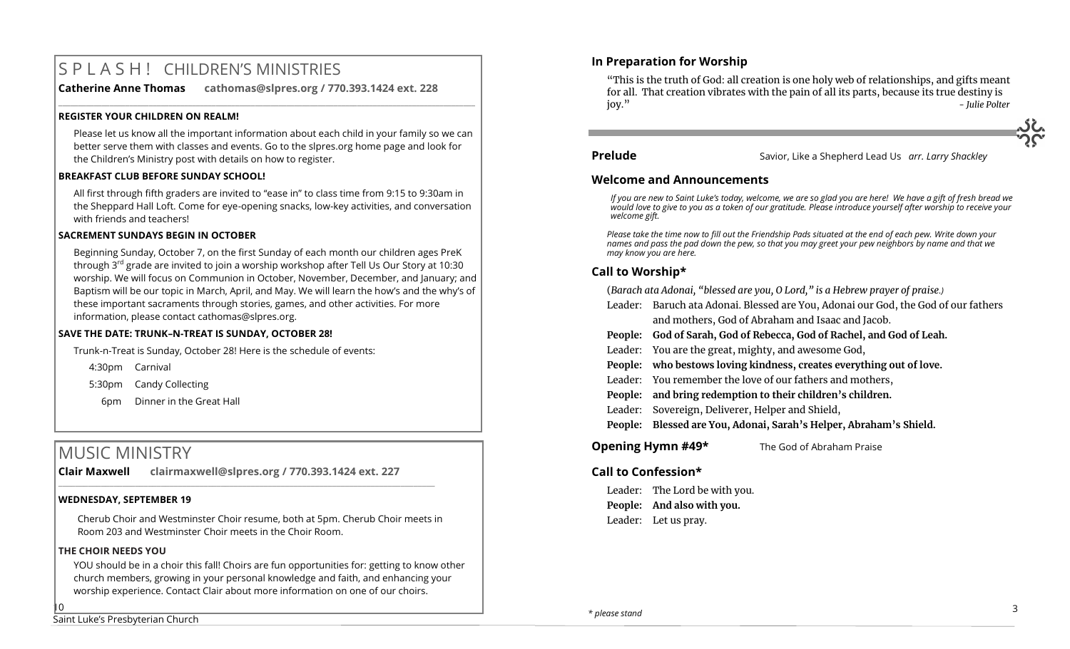# S P L A S H ! CHILDREN'S MINISTRIES

**Catherine Anne Thomas** **cathomas@slpres.org / 770.393.1424 ext. 228**

### REGISTER YOUR CHILDREN ON REALM!

Please let us know all the important information about each child in your family so we can better serve them with classes and events. Go to the slpres.org home page and look for the Children's Ministry post with details on how to register.

### BREAKFAST CLUB BEFORE SUNDAY SCHOOL!

All first through fifth graders are invited to "ease in" to class time from 9:15 to 9:30am in the Sheppard Hall Loft. Come for eye-opening snacks, low-key activities, and conversation with friends and teachers!

### SACREMENT SUNDAYS BEGIN IN OCTOBER

Beginning Sunday, October 7, on the first Sunday of each month our children ages PreK through 3rd grade are invited to join a worship workshop after Tell Us Our Story at 10:30 worship. We will focus on Communion in October, November, December, and January; and Baptism will be our topic in March, April, and May. We will learn the how's and the why's of these important sacraments through stories, games, and other activities. For more information, please contact cathomas@slpres.org.

### SAVE THE DATE: TRUNK–N-TREAT IS SUNDAY, OCTOBER 28!

Trunk-n-Treat is Sunday, October 28! Here is the schedule of events:

- 4:30pm Carnival
- 5:30pm Candy Collecting
- 6pm Dinner in the Great Hall

# MUSIC MINISTRY

**Clair Maxwell** **clairmaxwell@slpres.org / 770.393.1424 ext. 227**

### WEDNESDAY, SEPTEMBER 19

Cherub Choir and Westminster Choir resume, both at 5pm. Cherub Choir meets in Room 203 and Westminster Choir meets in the Choir Room.

### THE CHOIR NEEDS YOU

YOU should be in a choir this fall! Choirs are fun opportunities for: getting to know other church members, growing in your personal knowledge and faith, and enhancing your worship experience. Contact Clair about more information on one of our choirs.

## In Preparation for Worship

"This is the truth of God: all creation is one holy web of relationships, and gifts meant for all. That creation vibrates with the pain of all its parts, because its true destiny is joy." *- Julie Polter*

**Prelude** Savior, Like a Shepherd Lead Us *arr. Larry Shackley*

## Welcome and Announcements

*If you are new to Saint Luke's today, welcome, we are so glad you are here! We have a gift of fresh bread we would love to give to you as a token of our gratitude. Please introduce yourself after worship to receive your welcome gift.*

*Please take the time now to fill out the Friendship Pads situated at the end of each pew. Write down your names and pass the pad down the pew, so that you may greet your pew neighbors by name and that we may know you are here.*

## Call to Worship*

(*Barach ata Adonai, "blessed are you, O Lord," is a Hebrew prayer of praise.)*

Leader: Baruch ata Adonai. Blessed are You, Adonai our God, the God of our fathers and mothers, God of Abraham and Isaac and Jacob.

**People: God of Sarah, God of Rebecca, God of Rachel, and God of Leah.**

Leader: You are the great, mighty, and awesome God,

**People: who bestows loving kindness, creates everything out of love.**

Leader: You remember the love of our fathers and mothers,

**People: and bring redemption to their children's children.**

Leader: Sovereign, Deliverer, Helper and Shield,

**People: Blessed are You, Adonai, Sarah's Helper, Abraham's Shield.**

**Opening Hymn #49*** The God of Abraham Praise

## Call to Confession*

Leader: The Lord be with you.

**People: And also with you.**

Leader: Let us pray.

*\* please stand*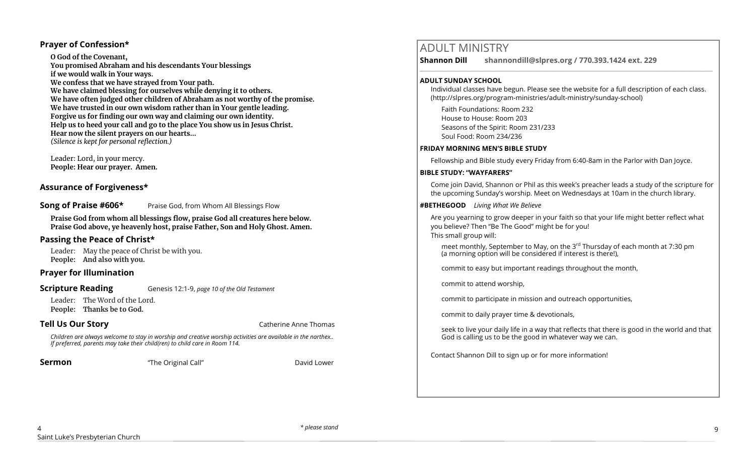## Prayer of Confession*

**O God of the Covenant,**
**You promised Abraham and his descendants Your blessings**
**if we would walk in Your ways.**
**We confess that we have strayed from Your path.**
**We have claimed blessing for ourselves while denying it to others.**
**We have often judged other children of Abraham as not worthy of the promise.**
**We have trusted in our own wisdom rather than in Your gentle leading.**
**Forgive us for finding our own way and claiming our own identity.**
**Help us to heed your call and go to the place You show us in Jesus Christ.**
**Hear now the silent prayers on our hearts...**
*(Silence is kept for personal reflection.)*

Leader: Lord, in your mercy.
**People: Hear our prayer. Amen.**

## Assurance of Forgiveness*

## Song of Praise #606* Praise God, from Whom All Blessings Flow

**Praise God from whom all blessings flow, praise God all creatures here below. Praise God above, ye heavenly host, praise Father, Son and Holy Ghost. Amen.**

## Passing the Peace of Christ*

Leader: May the peace of Christ be with you.
**People: And also with you.**

## Prayer for Illumination

## Scripture Reading Genesis 12:1-9, *page 10 of the Old Testament*

Leader: The Word of the Lord.
**People: Thanks be to God.**

## Tell Us Our Story Catherine Anne Thomas

*Children are always welcome to stay in worship and creative worship activities are available in the narthex.. If preferred, parents may take their child(ren) to child care in Room 114.*

## Sermon "The Original Call" David Lower

*\* please stand*

# ADULT MINISTRY

**Shannon Dill shannondill@slpres.org / 770.393.1424 ext. 229**

**ADULT SUNDAY SCHOOL**

Individual classes have begun. Please see the website for a full description of each class. (http://slpres.org/program-ministries/adult-ministry/sunday-school)

Faith Foundations: Room 232
House to House: Room 203
Seasons of the Spirit: Room 231/233
Soul Food: Room 234/236

**FRIDAY MORNING MEN'S BIBLE STUDY**

Fellowship and Bible study every Friday from 6:40-8am in the Parlor with Dan Joyce.

**BIBLE STUDY: "WAYFARERS"**

Come join David, Shannon or Phil as this week's preacher leads a study of the scripture for the upcoming Sunday's worship. Meet on Wednesdays at 10am in the church library.

**#BETHEGOOD** *Living What We Believe*

Are you yearning to grow deeper in your faith so that your life might better reflect what you believe? Then "Be The Good" might be for you!
This small group will:

- meet monthly, September to May, on the 3rd Thursday of each month at 7:30 pm (a morning option will be considered if interest is there!),
- commit to easy but important readings throughout the month,
- commit to attend worship,
- commit to participate in mission and outreach opportunities,
- commit to daily prayer time & devotionals,
- seek to live your daily life in a way that reflects that there is good in the world and that God is calling us to be the good in whatever way we can.

Contact Shannon Dill to sign up or for more information!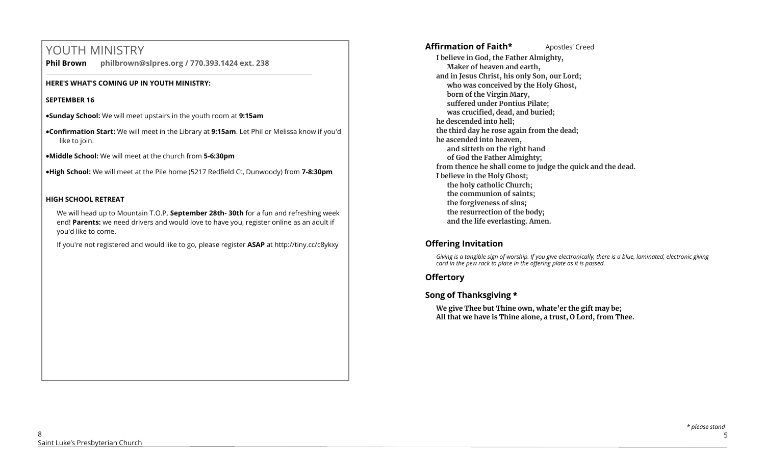# YOUTH MINISTRY

**Phil Brown philbrown@slpres.org / 770.393.1424 ext. 238**

**HERE'S WHAT'S COMING UP IN YOUTH MINISTRY:**

**SEPTEMBER 16**

- **Sunday School:** We will meet upstairs in the youth room at **9:15am**
- **Confirmation Start:** We will meet in the Library at **9:15am**. Let Phil or Melissa know if you'd like to join.
- **Middle School:** We will meet at the church from **5-6:30pm**
- **High School:** We will meet at the Pile home (5217 Redfield Ct, Dunwoody) from **7-8:30pm**

**HIGH SCHOOL RETREAT**

We will head up to Mountain T.O.P. **September 28th- 30th** for a fun and refreshing week end! **Parents:** we need drivers and would love to have you, register online as an adult if you'd like to come.

If you're not registered and would like to go, please register **ASAP** at http://tiny.cc/c8ykxy

## Affirmation of Faith* Apostles' Creed

**I believe in God, the Father Almighty,**
**Maker of heaven and earth,**
**and in Jesus Christ, his only Son, our Lord;**
**who was conceived by the Holy Ghost,**
**born of the Virgin Mary,**
**suffered under Pontius Pilate;**
**was crucified, dead, and buried;**
**he descended into hell;**
**the third day he rose again from the dead;**
**he ascended into heaven,**
**and sitteth on the right hand**
**of God the Father Almighty;**
**from thence he shall come to judge the quick and the dead.**
**I believe in the Holy Ghost;**
**the holy catholic Church;**
**the communion of saints;**
**the forgiveness of sins;**
**the resurrection of the body;**
**and the life everlasting. Amen.**

## Offering Invitation

*Giving is a tangible sign of worship. If you give electronically, there is a blue, laminated, electronic giving card in the pew rack to place in the offering plate as it is passed.*

## Offertory

## Song of Thanksgiving *

**We give Thee but Thine own, whate'er the gift may be;**
**All that we have is Thine alone, a trust, O Lord, from Thee.**

*\* please stand*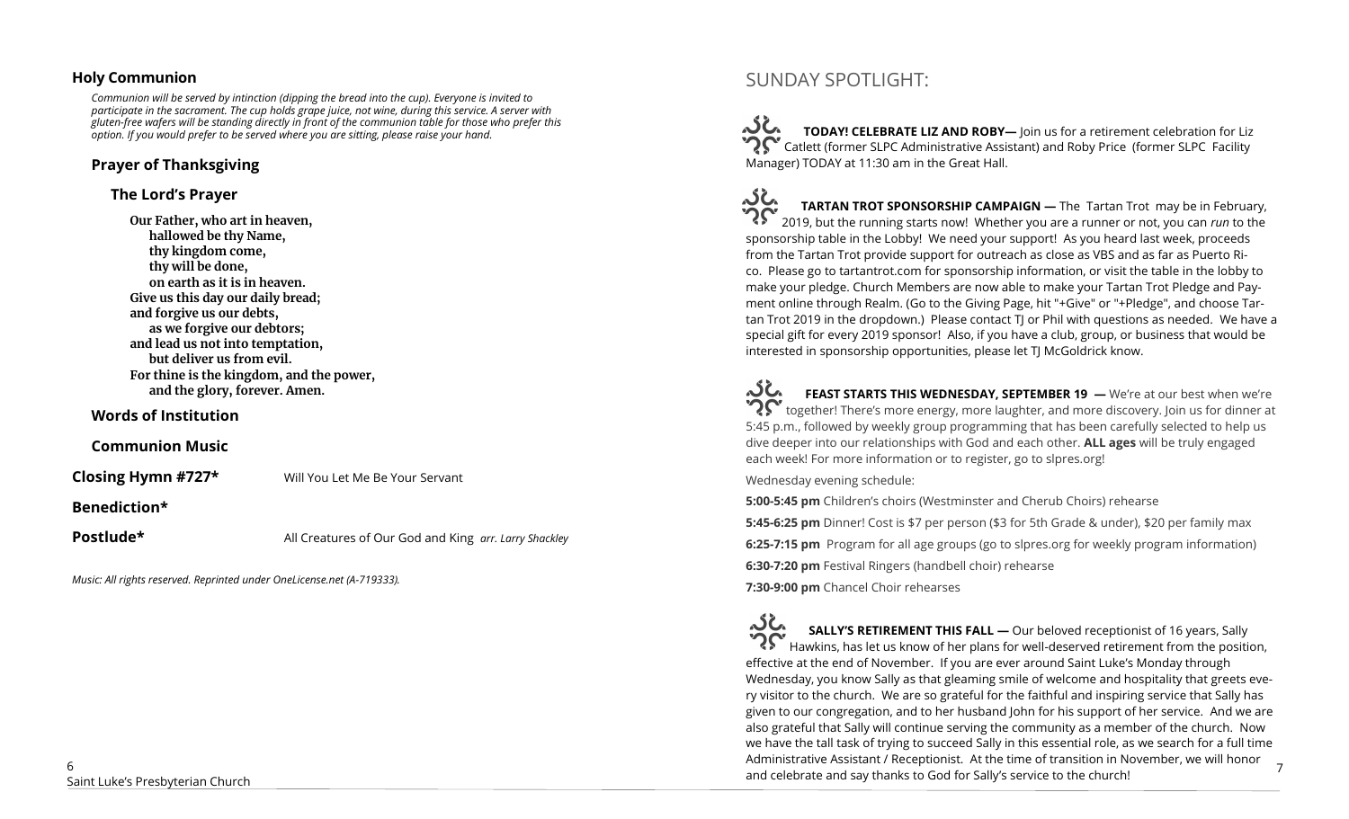### Holy Communion

*Communion will be served by intinction (dipping the bread into the cup). Everyone is invited to participate in the sacrament. The cup holds grape juice, not wine, during this service. A server with gluten-free wafers will be standing directly in front of the communion table for those who prefer this option. If you would prefer to be served where you are sitting, please raise your hand.*

**Prayer of Thanksgiving**

**The Lord's Prayer**

**Our Father, who art in heaven,**
**hallowed be thy Name,**
**thy kingdom come,**
**thy will be done,**
**on earth as it is in heaven.**
**Give us this day our daily bread;**
**and forgive us our debts,**
**as we forgive our debtors;**
**and lead us not into temptation,**
**but deliver us from evil.**
**For thine is the kingdom, and the power,**
**and the glory, forever. Amen.**

**Words of Institution**

**Communion Music**

**Closing Hymn #727*** Will You Let Me Be Your Servant

**Benediction***

**Postlude*** All Creatures of Our God and King *arr. Larry Shackley*

*Music: All rights reserved. Reprinted under OneLicense.net (A-719333).*

## SUNDAY SPOTLIGHT:

**TODAY! CELEBRATE LIZ AND ROBY—** Join us for a retirement celebration for Liz Catlett (former SLPC Administrative Assistant) and Roby Price (former SLPC Facility Manager) TODAY at 11:30 am in the Great Hall.

**TARTAN TROT SPONSORSHIP CAMPAIGN —** The Tartan Trot may be in February, 2019, but the running starts now! Whether you are a runner or not, you can *run* to the sponsorship table in the Lobby! We need your support! As you heard last week, proceeds from the Tartan Trot provide support for outreach as close as VBS and as far as Puerto Rico. Please go to tartantrot.com for sponsorship information, or visit the table in the lobby to make your pledge. Church Members are now able to make your Tartan Trot Pledge and Payment online through Realm. (Go to the Giving Page, hit "+Give" or "+Pledge", and choose Tartan Trot 2019 in the dropdown.) Please contact TJ or Phil with questions as needed. We have a special gift for every 2019 sponsor! Also, if you have a club, group, or business that would be interested in sponsorship opportunities, please let TJ McGoldrick know.

**FEAST STARTS THIS WEDNESDAY, SEPTEMBER 19 —** We're at our best when we're together! There's more energy, more laughter, and more discovery. Join us for dinner at 5:45 p.m., followed by weekly group programming that has been carefully selected to help us dive deeper into our relationships with God and each other. **ALL ages** will be truly engaged each week! For more information or to register, go to slpres.org!

Wednesday evening schedule:

**5:00-5:45 pm** Children's choirs (Westminster and Cherub Choirs) rehearse

**5:45-6:25 pm** Dinner! Cost is $7 per person ($3 for 5th Grade & under), $20 per family max

**6:25-7:15 pm** Program for all age groups (go to slpres.org for weekly program information)

**6:30-7:20 pm** Festival Ringers (handbell choir) rehearse

**7:30-9:00 pm** Chancel Choir rehearses

**SALLY'S RETIREMENT THIS FALL —** Our beloved receptionist of 16 years, Sally Hawkins, has let us know of her plans for well-deserved retirement from the position, effective at the end of November. If you are ever around Saint Luke's Monday through Wednesday, you know Sally as that gleaming smile of welcome and hospitality that greets every visitor to the church. We are so grateful for the faithful and inspiring service that Sally has given to our congregation, and to her husband John for his support of her service. And we are also grateful that Sally will continue serving the community as a member of the church. Now we have the tall task of trying to succeed Sally in this essential role, as we search for a full time Administrative Assistant / Receptionist. At the time of transition in November, we will honor and celebrate and say thanks to God for Sally's service to the church!